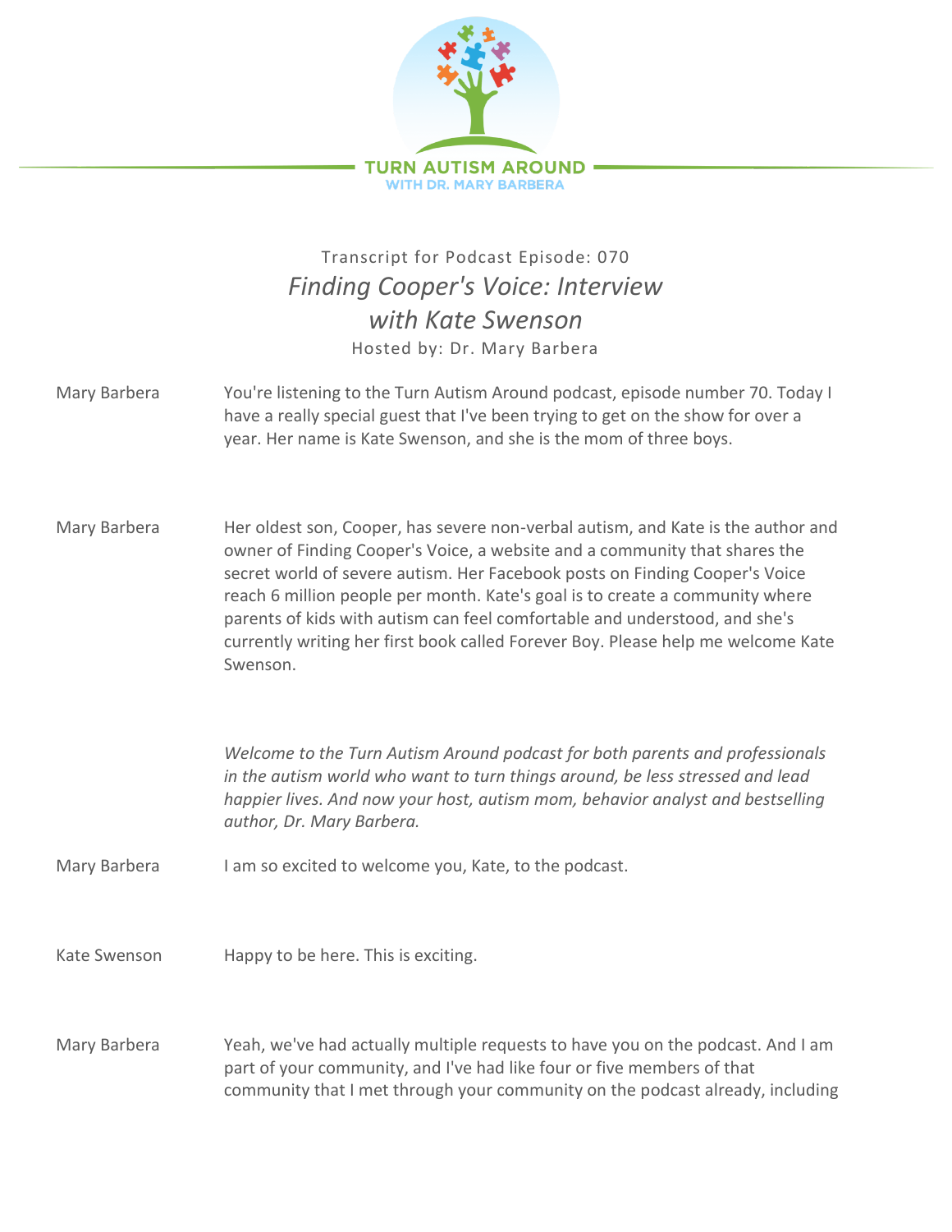TURN AUTISM AROUND
WITH DR. MARY BARBERA

Transcript for Podcast Episode: 070

# *Finding Cooper's Voice: Interview with Kate Swenson*

Hosted by: Dr. Mary Barbera

**Mary Barbera** You're listening to the Turn Autism Around podcast, episode number 70. Today I have a really special guest that I've been trying to get on the show for over a year. Her name is Kate Swenson, and she is the mom of three boys.

**Mary Barbera** Her oldest son, Cooper, has severe non-verbal autism, and Kate is the author and owner of Finding Cooper's Voice, a website and a community that shares the secret world of severe autism. Her Facebook posts on Finding Cooper's Voice reach 6 million people per month. Kate's goal is to create a community where parents of kids with autism can feel comfortable and understood, and she's currently writing her first book called Forever Boy. Please help me welcome Kate Swenson.

*Welcome to the Turn Autism Around podcast for both parents and professionals in the autism world who want to turn things around, be less stressed and lead happier lives. And now your host, autism mom, behavior analyst and bestselling author, Dr. Mary Barbera.*

**Mary Barbera** I am so excited to welcome you, Kate, to the podcast.

**Kate Swenson** Happy to be here. This is exciting.

**Mary Barbera** Yeah, we've had actually multiple requests to have you on the podcast. And I am part of your community, and I've had like four or five members of that community that I met through your community on the podcast already, including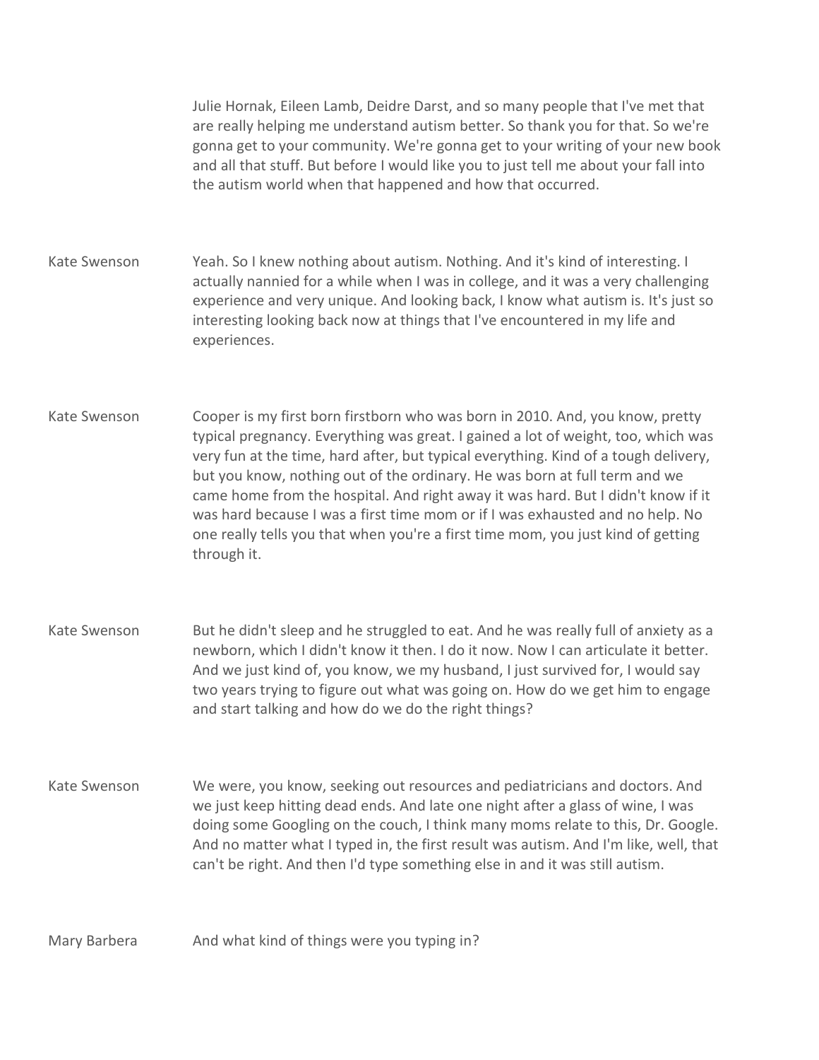Julie Hornak, Eileen Lamb, Deidre Darst, and so many people that I've met that are really helping me understand autism better. So thank you for that. So we're gonna get to your community. We're gonna get to your writing of your new book and all that stuff. But before I would like you to just tell me about your fall into the autism world when that happened and how that occurred.

**Kate Swenson** Yeah. So I knew nothing about autism. Nothing. And it's kind of interesting. I actually nannied for a while when I was in college, and it was a very challenging experience and very unique. And looking back, I know what autism is. It's just so interesting looking back now at things that I've encountered in my life and experiences.

**Kate Swenson** Cooper is my first born firstborn who was born in 2010. And, you know, pretty typical pregnancy. Everything was great. I gained a lot of weight, too, which was very fun at the time, hard after, but typical everything. Kind of a tough delivery, but you know, nothing out of the ordinary. He was born at full term and we came home from the hospital. And right away it was hard. But I didn't know if it was hard because I was a first time mom or if I was exhausted and no help. No one really tells you that when you're a first time mom, you just kind of getting through it.

**Kate Swenson** But he didn't sleep and he struggled to eat. And he was really full of anxiety as a newborn, which I didn't know it then. I do it now. Now I can articulate it better. And we just kind of, you know, we my husband, I just survived for, I would say two years trying to figure out what was going on. How do we get him to engage and start talking and how do we do the right things?

**Kate Swenson** We were, you know, seeking out resources and pediatricians and doctors. And we just keep hitting dead ends. And late one night after a glass of wine, I was doing some Googling on the couch, I think many moms relate to this, Dr. Google. And no matter what I typed in, the first result was autism. And I'm like, well, that can't be right. And then I'd type something else in and it was still autism.

**Mary Barbera** And what kind of things were you typing in?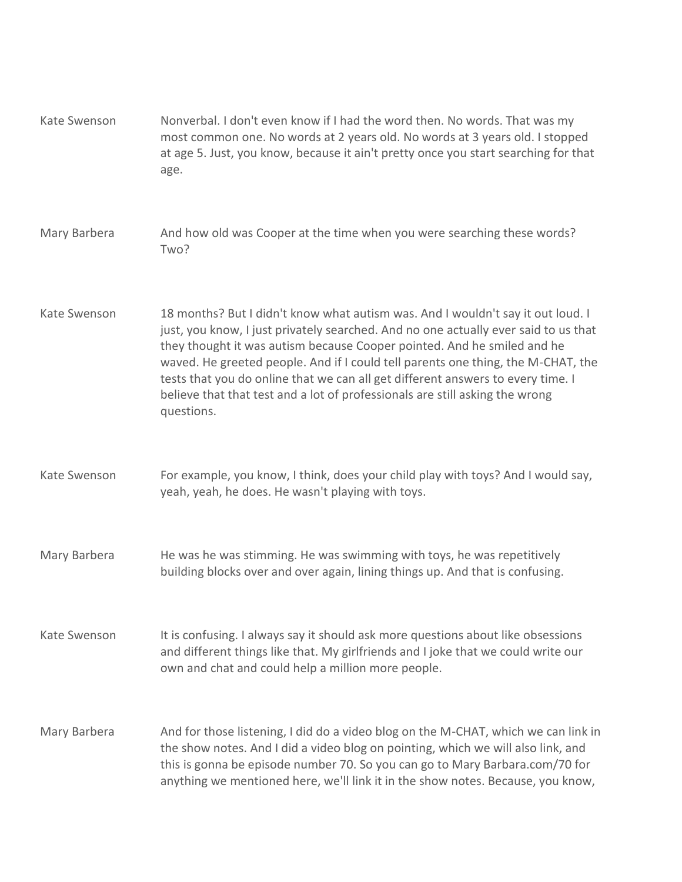**Kate Swenson** Nonverbal. I don't even know if I had the word then. No words. That was my most common one. No words at 2 years old. No words at 3 years old. I stopped at age 5. Just, you know, because it ain't pretty once you start searching for that age.

**Mary Barbera** And how old was Cooper at the time when you were searching these words? Two?

**Kate Swenson** 18 months? But I didn't know what autism was. And I wouldn't say it out loud. I just, you know, I just privately searched. And no one actually ever said to us that they thought it was autism because Cooper pointed. And he smiled and he waved. He greeted people. And if I could tell parents one thing, the M-CHAT, the tests that you do online that we can all get different answers to every time. I believe that that test and a lot of professionals are still asking the wrong questions.

**Kate Swenson** For example, you know, I think, does your child play with toys? And I would say, yeah, yeah, he does. He wasn't playing with toys.

**Mary Barbera** He was he was stimming. He was swimming with toys, he was repetitively building blocks over and over again, lining things up. And that is confusing.

**Kate Swenson** It is confusing. I always say it should ask more questions about like obsessions and different things like that. My girlfriends and I joke that we could write our own and chat and could help a million more people.

**Mary Barbera** And for those listening, I did do a video blog on the M-CHAT, which we can link in the show notes. And I did a video blog on pointing, which we will also link, and this is gonna be episode number 70. So you can go to Mary Barbara.com/70 for anything we mentioned here, we'll link it in the show notes. Because, you know,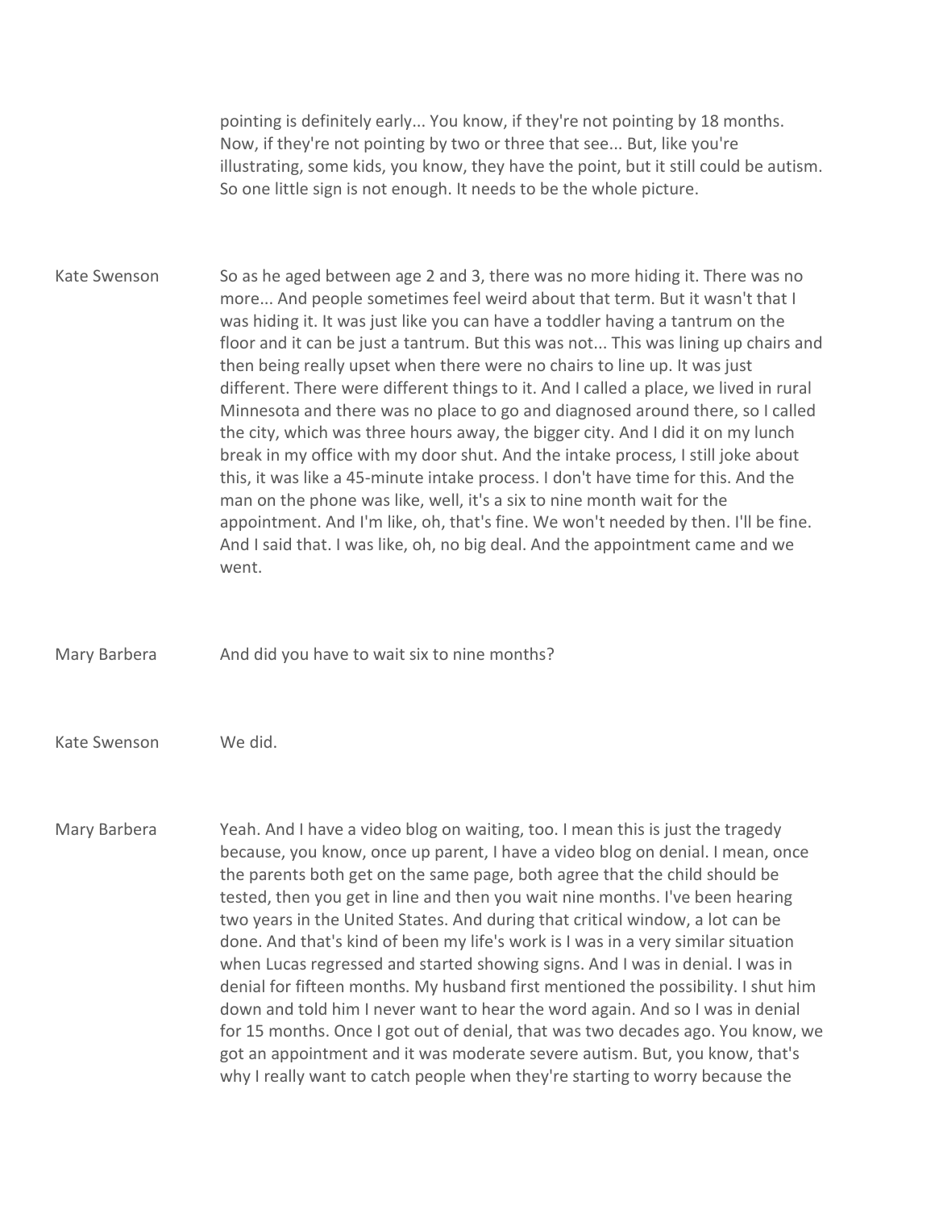pointing is definitely early... You know, if they're not pointing by 18 months. Now, if they're not pointing by two or three that see... But, like you're illustrating, some kids, you know, they have the point, but it still could be autism. So one little sign is not enough. It needs to be the whole picture.

**Kate Swenson** So as he aged between age 2 and 3, there was no more hiding it. There was no more... And people sometimes feel weird about that term. But it wasn't that I was hiding it. It was just like you can have a toddler having a tantrum on the floor and it can be just a tantrum. But this was not... This was lining up chairs and then being really upset when there were no chairs to line up. It was just different. There were different things to it. And I called a place, we lived in rural Minnesota and there was no place to go and diagnosed around there, so I called the city, which was three hours away, the bigger city. And I did it on my lunch break in my office with my door shut. And the intake process, I still joke about this, it was like a 45-minute intake process. I don't have time for this. And the man on the phone was like, well, it's a six to nine month wait for the appointment. And I'm like, oh, that's fine. We won't needed by then. I'll be fine. And I said that. I was like, oh, no big deal. And the appointment came and we went.

**Mary Barbera** And did you have to wait six to nine months?

**Kate Swenson** We did.

**Mary Barbera** Yeah. And I have a video blog on waiting, too. I mean this is just the tragedy because, you know, once up parent, I have a video blog on denial. I mean, once the parents both get on the same page, both agree that the child should be tested, then you get in line and then you wait nine months. I've been hearing two years in the United States. And during that critical window, a lot can be done. And that's kind of been my life's work is I was in a very similar situation when Lucas regressed and started showing signs. And I was in denial. I was in denial for fifteen months. My husband first mentioned the possibility. I shut him down and told him I never want to hear the word again. And so I was in denial for 15 months. Once I got out of denial, that was two decades ago. You know, we got an appointment and it was moderate severe autism. But, you know, that's why I really want to catch people when they're starting to worry because the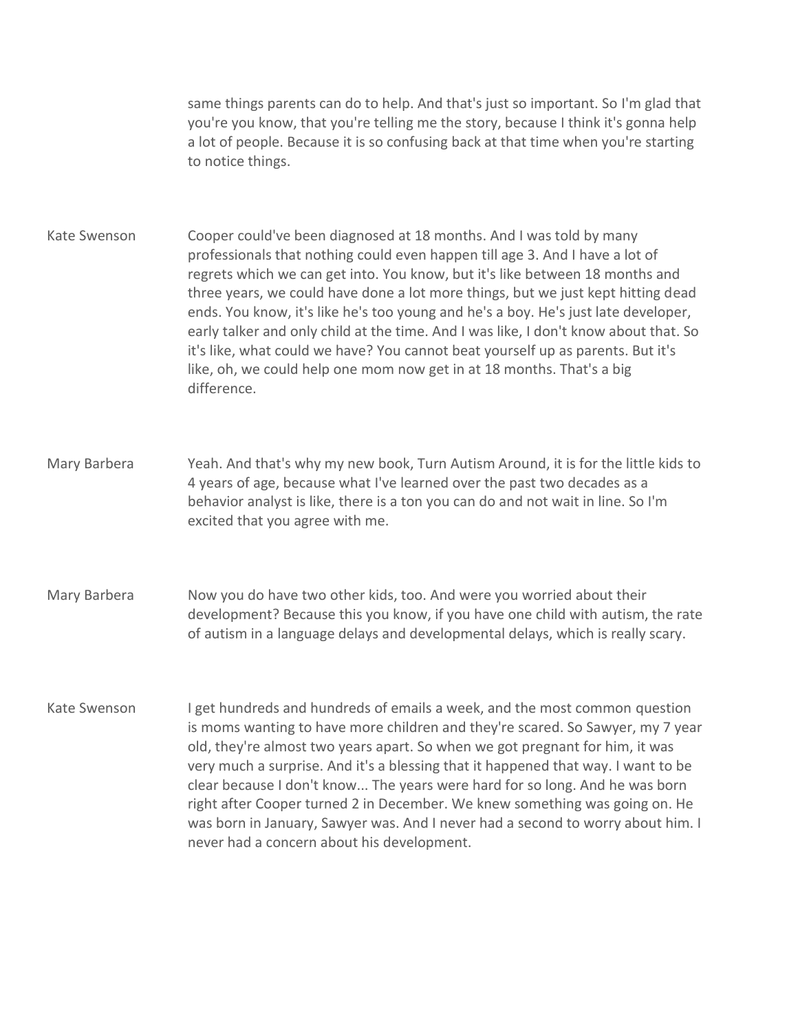same things parents can do to help. And that's just so important. So I'm glad that you're you know, that you're telling me the story, because I think it's gonna help a lot of people. Because it is so confusing back at that time when you're starting to notice things.

**Kate Swenson** Cooper could've been diagnosed at 18 months. And I was told by many professionals that nothing could even happen till age 3. And I have a lot of regrets which we can get into. You know, but it's like between 18 months and three years, we could have done a lot more things, but we just kept hitting dead ends. You know, it's like he's too young and he's a boy. He's just late developer, early talker and only child at the time. And I was like, I don't know about that. So it's like, what could we have? You cannot beat yourself up as parents. But it's like, oh, we could help one mom now get in at 18 months. That's a big difference.

**Mary Barbera** Yeah. And that's why my new book, Turn Autism Around, it is for the little kids to 4 years of age, because what I've learned over the past two decades as a behavior analyst is like, there is a ton you can do and not wait in line. So I'm excited that you agree with me.

**Mary Barbera** Now you do have two other kids, too. And were you worried about their development? Because this you know, if you have one child with autism, the rate of autism in a language delays and developmental delays, which is really scary.

**Kate Swenson** I get hundreds and hundreds of emails a week, and the most common question is moms wanting to have more children and they're scared. So Sawyer, my 7 year old, they're almost two years apart. So when we got pregnant for him, it was very much a surprise. And it's a blessing that it happened that way. I want to be clear because I don't know... The years were hard for so long. And he was born right after Cooper turned 2 in December. We knew something was going on. He was born in January, Sawyer was. And I never had a second to worry about him. I never had a concern about his development.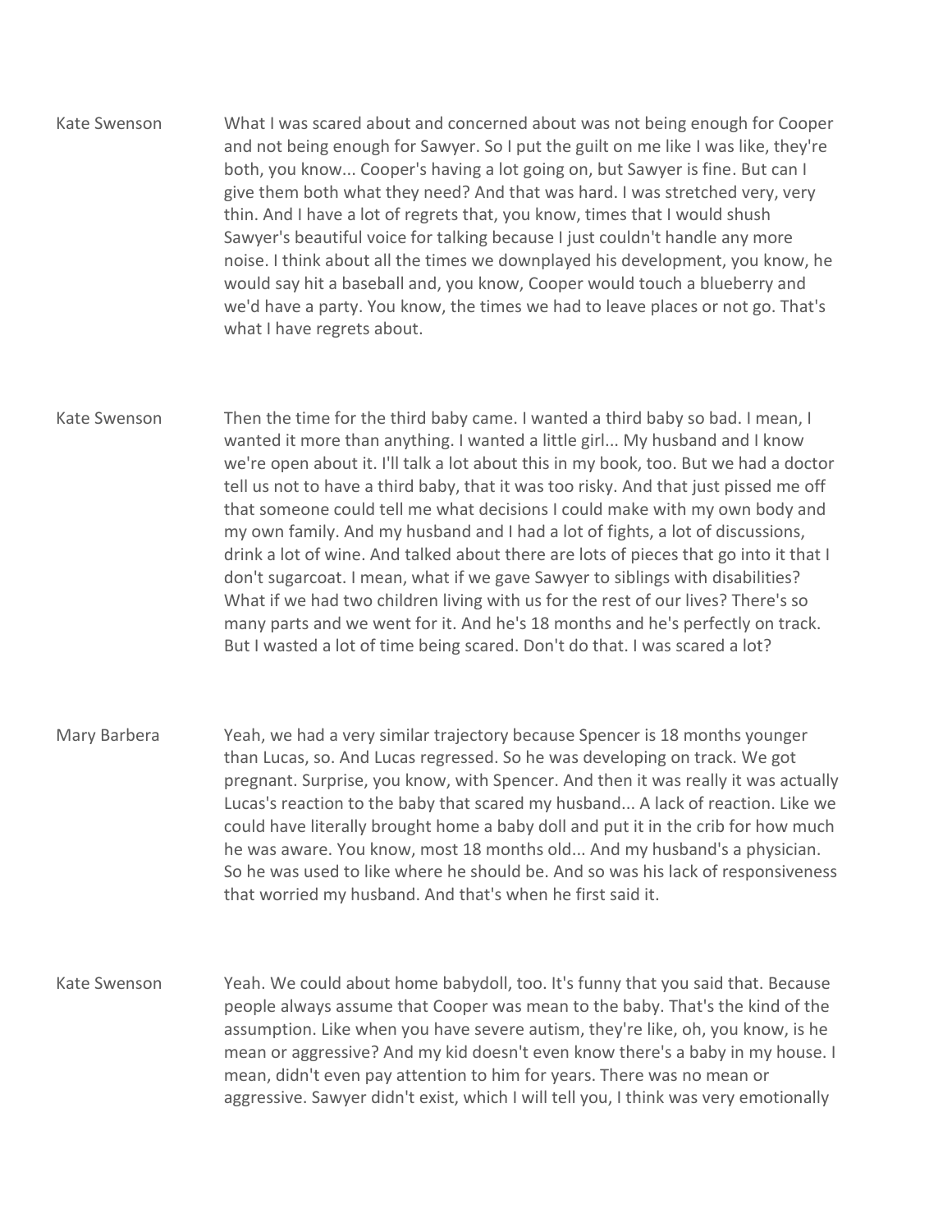Kate Swenson What I was scared about and concerned about was not being enough for Cooper and not being enough for Sawyer. So I put the guilt on me like I was like, they're both, you know... Cooper's having a lot going on, but Sawyer is fine. But can I give them both what they need? And that was hard. I was stretched very, very thin. And I have a lot of regrets that, you know, times that I would shush Sawyer's beautiful voice for talking because I just couldn't handle any more noise. I think about all the times we downplayed his development, you know, he would say hit a baseball and, you know, Cooper would touch a blueberry and we'd have a party. You know, the times we had to leave places or not go. That's what I have regrets about.

Kate Swenson Then the time for the third baby came. I wanted a third baby so bad. I mean, I wanted it more than anything. I wanted a little girl... My husband and I know we're open about it. I'll talk a lot about this in my book, too. But we had a doctor tell us not to have a third baby, that it was too risky. And that just pissed me off that someone could tell me what decisions I could make with my own body and my own family. And my husband and I had a lot of fights, a lot of discussions, drink a lot of wine. And talked about there are lots of pieces that go into it that I don't sugarcoat. I mean, what if we gave Sawyer to siblings with disabilities? What if we had two children living with us for the rest of our lives? There's so many parts and we went for it. And he's 18 months and he's perfectly on track. But I wasted a lot of time being scared. Don't do that. I was scared a lot?

Mary Barbera Yeah, we had a very similar trajectory because Spencer is 18 months younger than Lucas, so. And Lucas regressed. So he was developing on track. We got pregnant. Surprise, you know, with Spencer. And then it was really it was actually Lucas's reaction to the baby that scared my husband... A lack of reaction. Like we could have literally brought home a baby doll and put it in the crib for how much he was aware. You know, most 18 months old... And my husband's a physician. So he was used to like where he should be. And so was his lack of responsiveness that worried my husband. And that's when he first said it.

Kate Swenson Yeah. We could about home babydoll, too. It's funny that you said that. Because people always assume that Cooper was mean to the baby. That's the kind of the assumption. Like when you have severe autism, they're like, oh, you know, is he mean or aggressive? And my kid doesn't even know there's a baby in my house. I mean, didn't even pay attention to him for years. There was no mean or aggressive. Sawyer didn't exist, which I will tell you, I think was very emotionally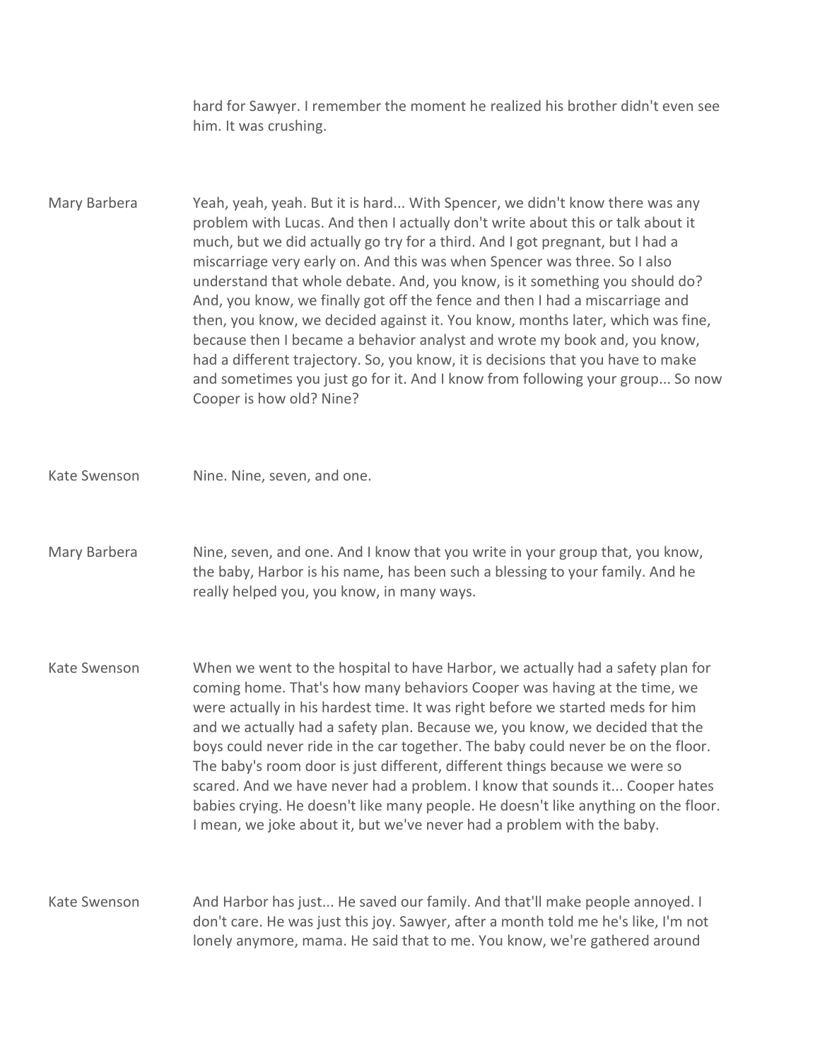hard for Sawyer. I remember the moment he realized his brother didn't even see him. It was crushing.

Mary Barbera: Yeah, yeah, yeah. But it is hard... With Spencer, we didn't know there was any problem with Lucas. And then I actually don't write about this or talk about it much, but we did actually go try for a third. And I got pregnant, but I had a miscarriage very early on. And this was when Spencer was three. So I also understand that whole debate. And, you know, is it something you should do? And, you know, we finally got off the fence and then I had a miscarriage and then, you know, we decided against it. You know, months later, which was fine, because then I became a behavior analyst and wrote my book and, you know, had a different trajectory. So, you know, it is decisions that you have to make and sometimes you just go for it. And I know from following your group... So now Cooper is how old? Nine?

Kate Swenson: Nine. Nine, seven, and one.

Mary Barbera: Nine, seven, and one. And I know that you write in your group that, you know, the baby, Harbor is his name, has been such a blessing to your family. And he really helped you, you know, in many ways.

Kate Swenson: When we went to the hospital to have Harbor, we actually had a safety plan for coming home. That's how many behaviors Cooper was having at the time, we were actually in his hardest time. It was right before we started meds for him and we actually had a safety plan. Because we, you know, we decided that the boys could never ride in the car together. The baby could never be on the floor. The baby's room door is just different, different things because we were so scared. And we have never had a problem. I know that sounds it... Cooper hates babies crying. He doesn't like many people. He doesn't like anything on the floor. I mean, we joke about it, but we've never had a problem with the baby.

Kate Swenson: And Harbor has just... He saved our family. And that'll make people annoyed. I don't care. He was just this joy. Sawyer, after a month told me he's like, I'm not lonely anymore, mama. He said that to me. You know, we're gathered around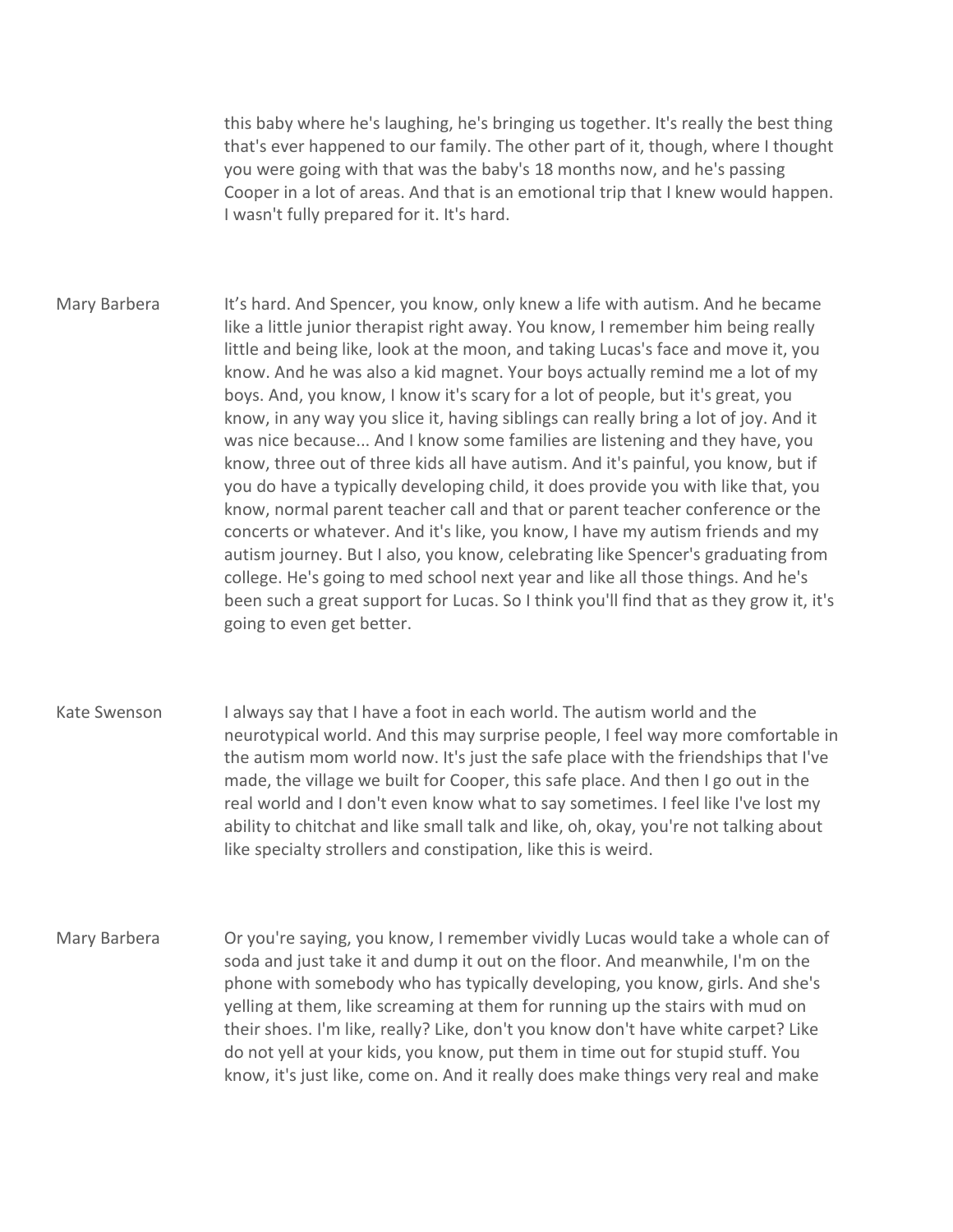this baby where he's laughing, he's bringing us together. It's really the best thing that's ever happened to our family. The other part of it, though, where I thought you were going with that was the baby's 18 months now, and he's passing Cooper in a lot of areas. And that is an emotional trip that I knew would happen. I wasn't fully prepared for it. It's hard.

**Mary Barbera:** It's hard. And Spencer, you know, only knew a life with autism. And he became like a little junior therapist right away. You know, I remember him being really little and being like, look at the moon, and taking Lucas's face and move it, you know. And he was also a kid magnet. Your boys actually remind me a lot of my boys. And, you know, I know it's scary for a lot of people, but it's great, you know, in any way you slice it, having siblings can really bring a lot of joy. And it was nice because... And I know some families are listening and they have, you know, three out of three kids all have autism. And it's painful, you know, but if you do have a typically developing child, it does provide you with like that, you know, normal parent teacher call and that or parent teacher conference or the concerts or whatever. And it's like, you know, I have my autism friends and my autism journey. But I also, you know, celebrating like Spencer's graduating from college. He's going to med school next year and like all those things. And he's been such a great support for Lucas. So I think you'll find that as they grow it, it's going to even get better.

**Kate Swenson:** I always say that I have a foot in each world. The autism world and the neurotypical world. And this may surprise people, I feel way more comfortable in the autism mom world now. It's just the safe place with the friendships that I've made, the village we built for Cooper, this safe place. And then I go out in the real world and I don't even know what to say sometimes. I feel like I've lost my ability to chitchat and like small talk and like, oh, okay, you're not talking about like specialty strollers and constipation, like this is weird.

**Mary Barbera:** Or you're saying, you know, I remember vividly Lucas would take a whole can of soda and just take it and dump it out on the floor. And meanwhile, I'm on the phone with somebody who has typically developing, you know, girls. And she's yelling at them, like screaming at them for running up the stairs with mud on their shoes. I'm like, really? Like, don't you know don't have white carpet? Like do not yell at your kids, you know, put them in time out for stupid stuff. You know, it's just like, come on. And it really does make things very real and make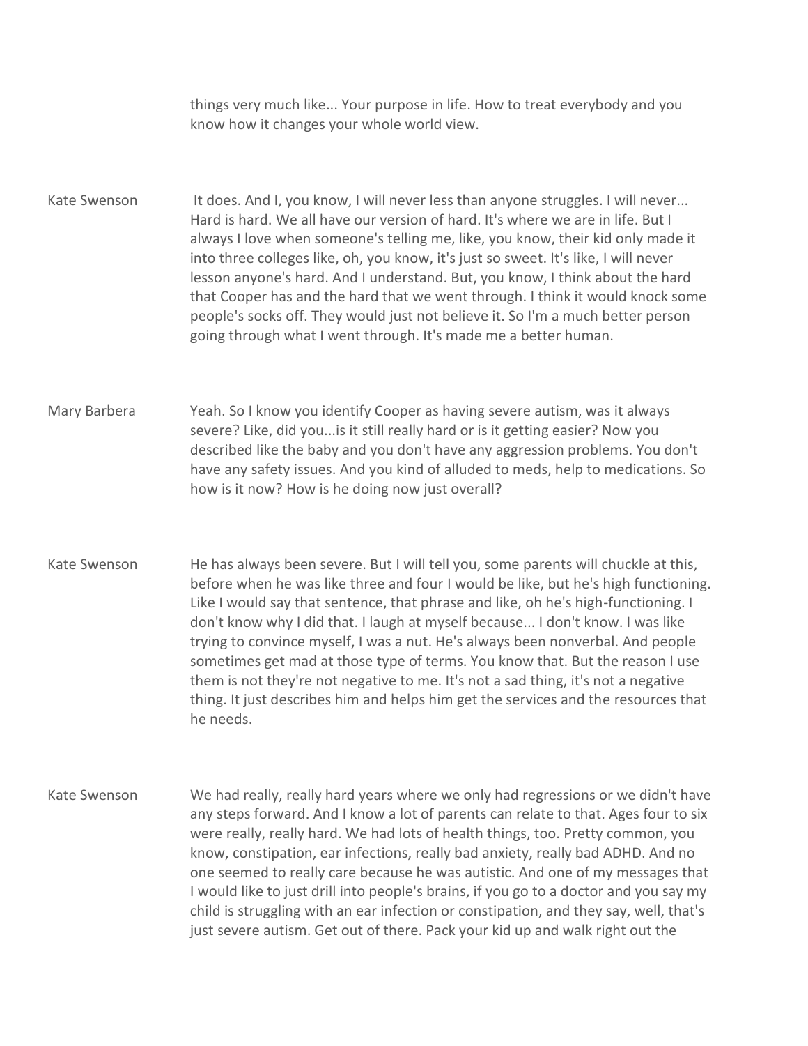things very much like... Your purpose in life. How to treat everybody and you know how it changes your whole world view.

**Kate Swenson** It does. And I, you know, I will never less than anyone struggles. I will never... Hard is hard. We all have our version of hard. It's where we are in life. But I always I love when someone's telling me, like, you know, their kid only made it into three colleges like, oh, you know, it's just so sweet. It's like, I will never lesson anyone's hard. And I understand. But, you know, I think about the hard that Cooper has and the hard that we went through. I think it would knock some people's socks off. They would just not believe it. So I'm a much better person going through what I went through. It's made me a better human.

**Mary Barbera** Yeah. So I know you identify Cooper as having severe autism, was it always severe? Like, did you...is it still really hard or is it getting easier? Now you described like the baby and you don't have any aggression problems. You don't have any safety issues. And you kind of alluded to meds, help to medications. So how is it now? How is he doing now just overall?

**Kate Swenson** He has always been severe. But I will tell you, some parents will chuckle at this, before when he was like three and four I would be like, but he's high functioning. Like I would say that sentence, that phrase and like, oh he's high-functioning. I don't know why I did that. I laugh at myself because... I don't know. I was like trying to convince myself, I was a nut. He's always been nonverbal. And people sometimes get mad at those type of terms. You know that. But the reason I use them is not they're not negative to me. It's not a sad thing, it's not a negative thing. It just describes him and helps him get the services and the resources that he needs.

**Kate Swenson** We had really, really hard years where we only had regressions or we didn't have any steps forward. And I know a lot of parents can relate to that. Ages four to six were really, really hard. We had lots of health things, too. Pretty common, you know, constipation, ear infections, really bad anxiety, really bad ADHD. And no one seemed to really care because he was autistic. And one of my messages that I would like to just drill into people's brains, if you go to a doctor and you say my child is struggling with an ear infection or constipation, and they say, well, that's just severe autism. Get out of there. Pack your kid up and walk right out the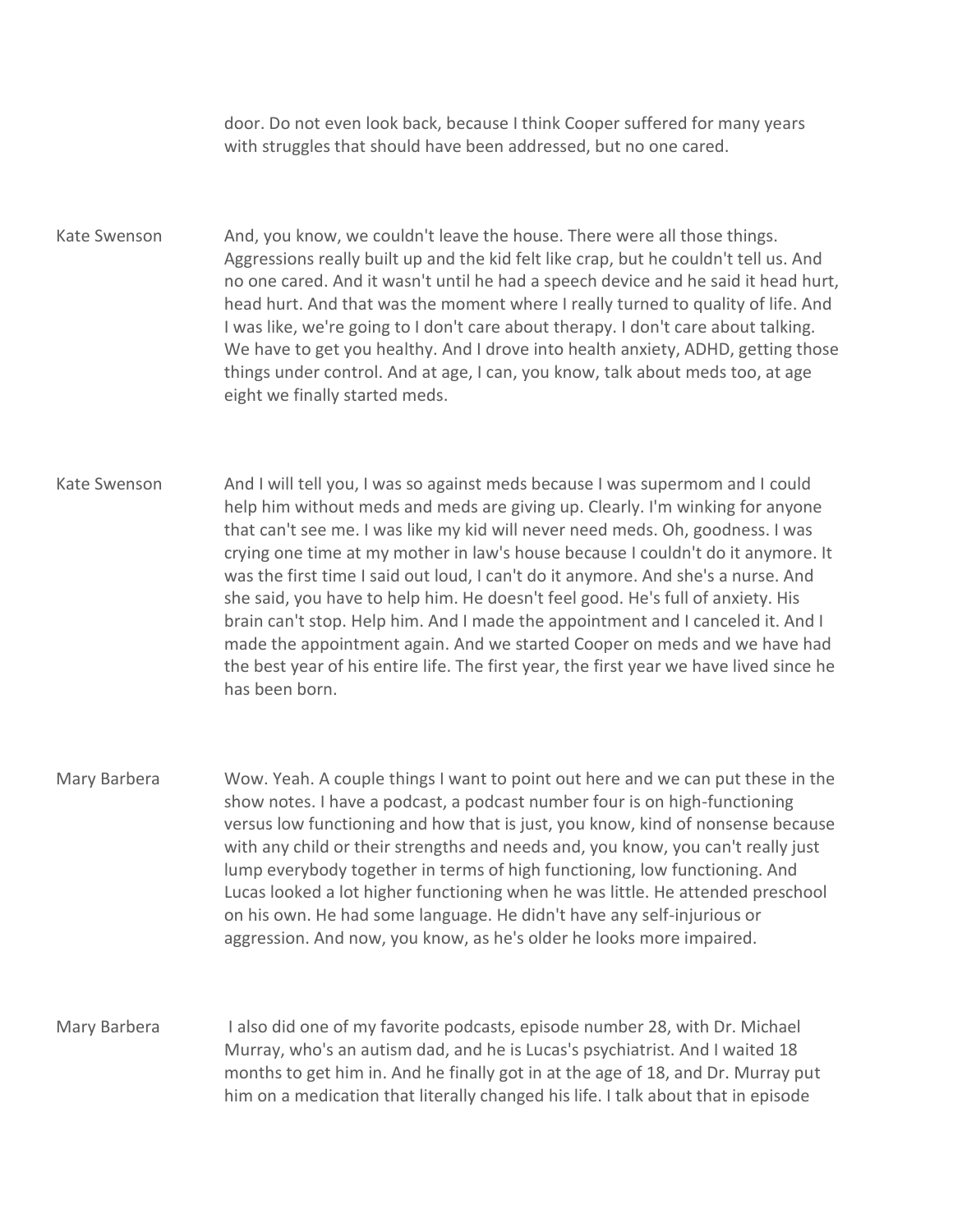door. Do not even look back, because I think Cooper suffered for many years with struggles that should have been addressed, but no one cared.

Kate Swenson: And, you know, we couldn't leave the house. There were all those things. Aggressions really built up and the kid felt like crap, but he couldn't tell us. And no one cared. And it wasn't until he had a speech device and he said it head hurt, head hurt. And that was the moment where I really turned to quality of life. And I was like, we're going to I don't care about therapy. I don't care about talking. We have to get you healthy. And I drove into health anxiety, ADHD, getting those things under control. And at age, I can, you know, talk about meds too, at age eight we finally started meds.

Kate Swenson: And I will tell you, I was so against meds because I was supermom and I could help him without meds and meds are giving up. Clearly. I'm winking for anyone that can't see me. I was like my kid will never need meds. Oh, goodness. I was crying one time at my mother in law's house because I couldn't do it anymore. It was the first time I said out loud, I can't do it anymore. And she's a nurse. And she said, you have to help him. He doesn't feel good. He's full of anxiety. His brain can't stop. Help him. And I made the appointment and I canceled it. And I made the appointment again. And we started Cooper on meds and we have had the best year of his entire life. The first year, the first year we have lived since he has been born.

Mary Barbera: Wow. Yeah. A couple things I want to point out here and we can put these in the show notes. I have a podcast, a podcast number four is on high-functioning versus low functioning and how that is just, you know, kind of nonsense because with any child or their strengths and needs and, you know, you can't really just lump everybody together in terms of high functioning, low functioning. And Lucas looked a lot higher functioning when he was little. He attended preschool on his own. He had some language. He didn't have any self-injurious or aggression. And now, you know, as he's older he looks more impaired.

Mary Barbera: I also did one of my favorite podcasts, episode number 28, with Dr. Michael Murray, who's an autism dad, and he is Lucas's psychiatrist. And I waited 18 months to get him in. And he finally got in at the age of 18, and Dr. Murray put him on a medication that literally changed his life. I talk about that in episode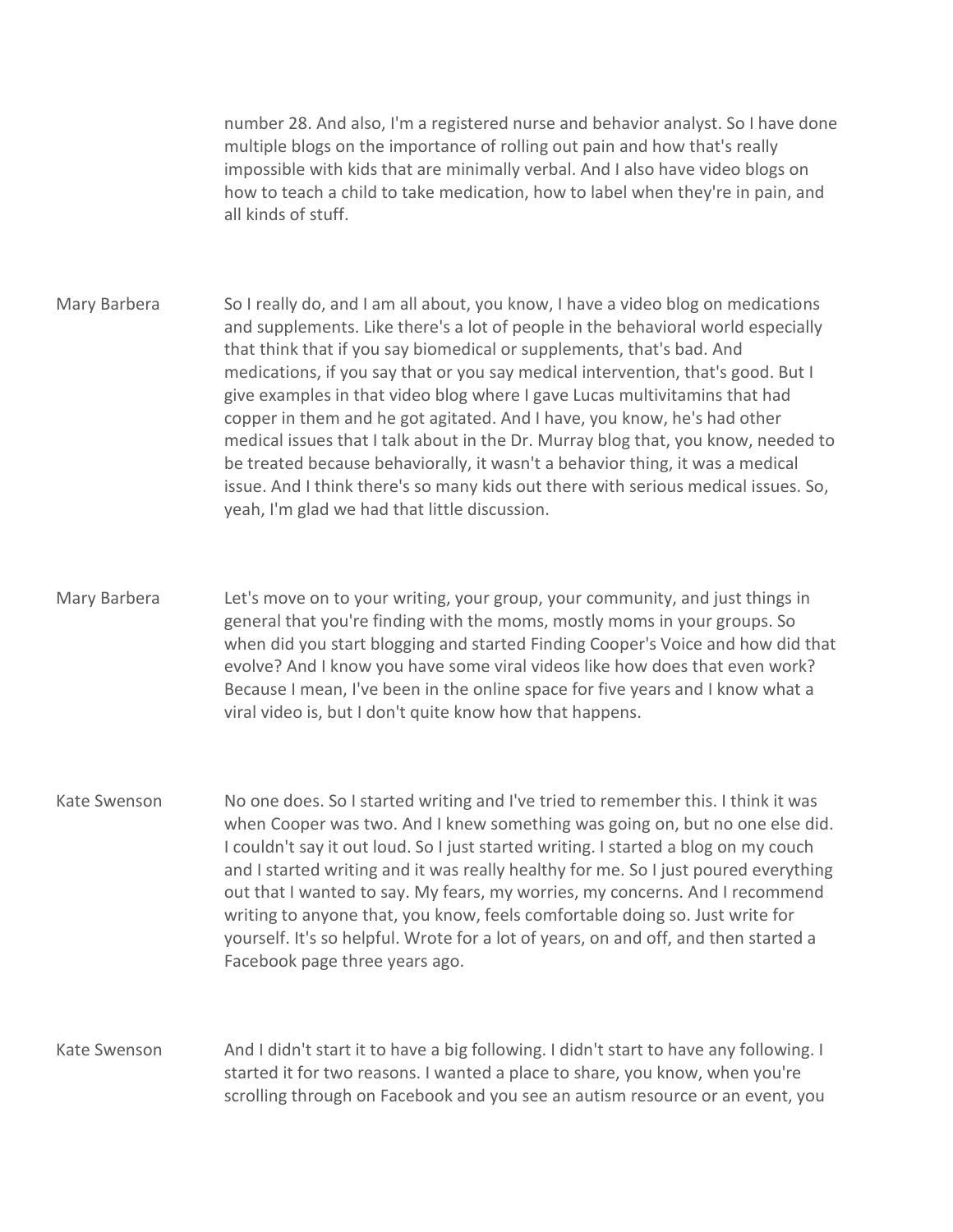number 28. And also, I'm a registered nurse and behavior analyst. So I have done multiple blogs on the importance of rolling out pain and how that's really impossible with kids that are minimally verbal. And I also have video blogs on how to teach a child to take medication, how to label when they're in pain, and all kinds of stuff.

**Mary Barbera** So I really do, and I am all about, you know, I have a video blog on medications and supplements. Like there's a lot of people in the behavioral world especially that think that if you say biomedical or supplements, that's bad. And medications, if you say that or you say medical intervention, that's good. But I give examples in that video blog where I gave Lucas multivitamins that had copper in them and he got agitated. And I have, you know, he's had other medical issues that I talk about in the Dr. Murray blog that, you know, needed to be treated because behaviorally, it wasn't a behavior thing, it was a medical issue. And I think there's so many kids out there with serious medical issues. So, yeah, I'm glad we had that little discussion.

**Mary Barbera** Let's move on to your writing, your group, your community, and just things in general that you're finding with the moms, mostly moms in your groups. So when did you start blogging and started Finding Cooper's Voice and how did that evolve? And I know you have some viral videos like how does that even work? Because I mean, I've been in the online space for five years and I know what a viral video is, but I don't quite know how that happens.

**Kate Swenson** No one does. So I started writing and I've tried to remember this. I think it was when Cooper was two. And I knew something was going on, but no one else did. I couldn't say it out loud. So I just started writing. I started a blog on my couch and I started writing and it was really healthy for me. So I just poured everything out that I wanted to say. My fears, my worries, my concerns. And I recommend writing to anyone that, you know, feels comfortable doing so. Just write for yourself. It's so helpful. Wrote for a lot of years, on and off, and then started a Facebook page three years ago.

**Kate Swenson** And I didn't start it to have a big following. I didn't start to have any following. I started it for two reasons. I wanted a place to share, you know, when you're scrolling through on Facebook and you see an autism resource or an event, you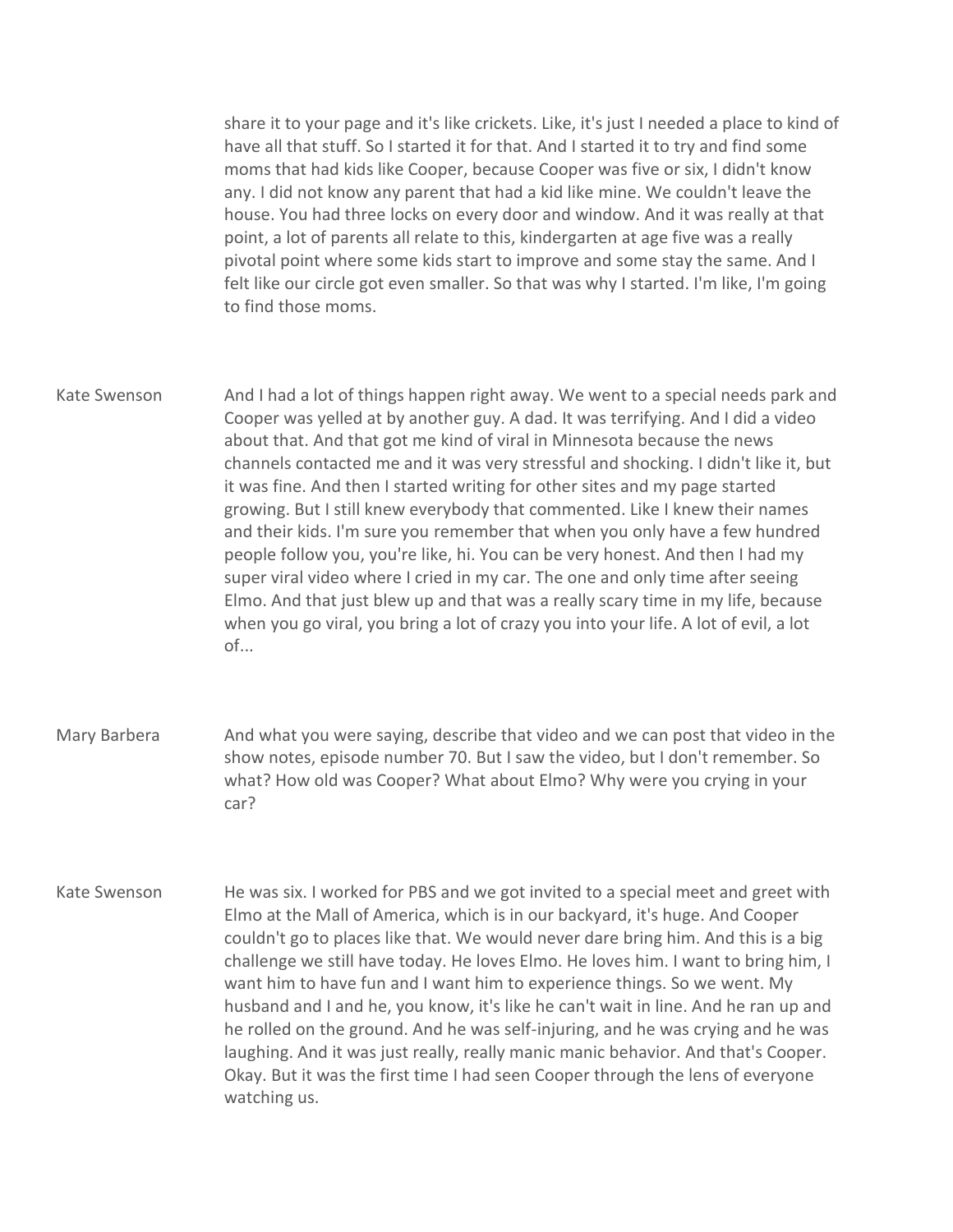share it to your page and it's like crickets. Like, it's just I needed a place to kind of have all that stuff. So I started it for that. And I started it to try and find some moms that had kids like Cooper, because Cooper was five or six, I didn't know any. I did not know any parent that had a kid like mine. We couldn't leave the house. You had three locks on every door and window. And it was really at that point, a lot of parents all relate to this, kindergarten at age five was a really pivotal point where some kids start to improve and some stay the same. And I felt like our circle got even smaller. So that was why I started. I'm like, I'm going to find those moms.

**Kate Swenson:** And I had a lot of things happen right away. We went to a special needs park and Cooper was yelled at by another guy. A dad. It was terrifying. And I did a video about that. And that got me kind of viral in Minnesota because the news channels contacted me and it was very stressful and shocking. I didn't like it, but it was fine. And then I started writing for other sites and my page started growing. But I still knew everybody that commented. Like I knew their names and their kids. I'm sure you remember that when you only have a few hundred people follow you, you're like, hi. You can be very honest. And then I had my super viral video where I cried in my car. The one and only time after seeing Elmo. And that just blew up and that was a really scary time in my life, because when you go viral, you bring a lot of crazy you into your life. A lot of evil, a lot of...

**Mary Barbera:** And what you were saying, describe that video and we can post that video in the show notes, episode number 70. But I saw the video, but I don't remember. So what? How old was Cooper? What about Elmo? Why were you crying in your car?

**Kate Swenson:** He was six. I worked for PBS and we got invited to a special meet and greet with Elmo at the Mall of America, which is in our backyard, it's huge. And Cooper couldn't go to places like that. We would never dare bring him. And this is a big challenge we still have today. He loves Elmo. He loves him. I want to bring him, I want him to have fun and I want him to experience things. So we went. My husband and I and he, you know, it's like he can't wait in line. And he ran up and he rolled on the ground. And he was self-injuring, and he was crying and he was laughing. And it was just really, really manic manic behavior. And that's Cooper. Okay. But it was the first time I had seen Cooper through the lens of everyone watching us.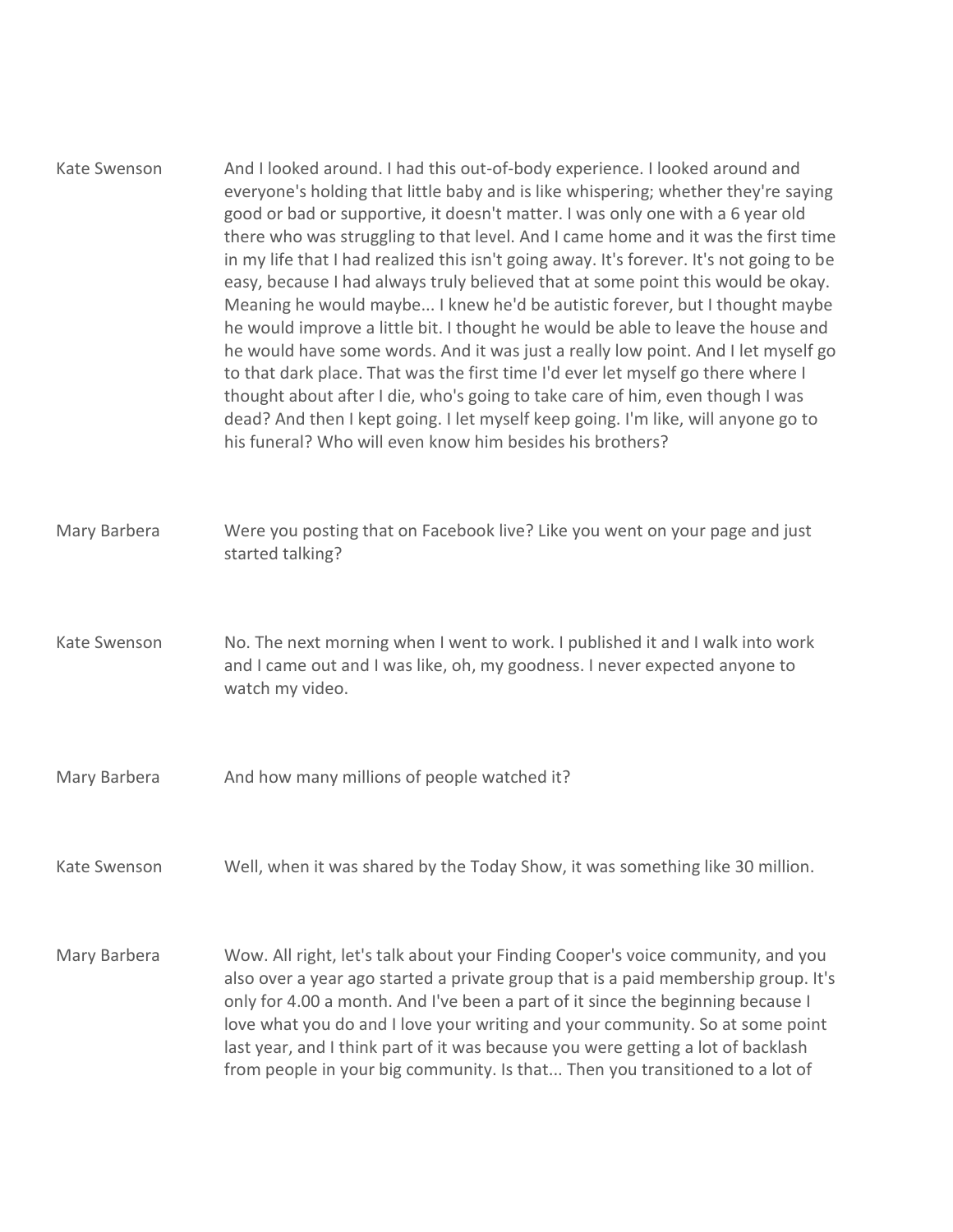**Kate Swenson:** And I looked around. I had this out-of-body experience. I looked around and everyone's holding that little baby and is like whispering; whether they're saying good or bad or supportive, it doesn't matter. I was only one with a 6 year old there who was struggling to that level. And I came home and it was the first time in my life that I had realized this isn't going away. It's forever. It's not going to be easy, because I had always truly believed that at some point this would be okay. Meaning he would maybe... I knew he'd be autistic forever, but I thought maybe he would improve a little bit. I thought he would be able to leave the house and he would have some words. And it was just a really low point. And I let myself go to that dark place. That was the first time I'd ever let myself go there where I thought about after I die, who's going to take care of him, even though I was dead? And then I kept going. I let myself keep going. I'm like, will anyone go to his funeral? Who will even know him besides his brothers?

**Mary Barbera:** Were you posting that on Facebook live? Like you went on your page and just started talking?

**Kate Swenson:** No. The next morning when I went to work. I published it and I walk into work and I came out and I was like, oh, my goodness. I never expected anyone to watch my video.

**Mary Barbera:** And how many millions of people watched it?

**Kate Swenson:** Well, when it was shared by the Today Show, it was something like 30 million.

**Mary Barbera:** Wow. All right, let's talk about your Finding Cooper's voice community, and you also over a year ago started a private group that is a paid membership group. It's only for 4.00 a month. And I've been a part of it since the beginning because I love what you do and I love your writing and your community. So at some point last year, and I think part of it was because you were getting a lot of backlash from people in your big community. Is that... Then you transitioned to a lot of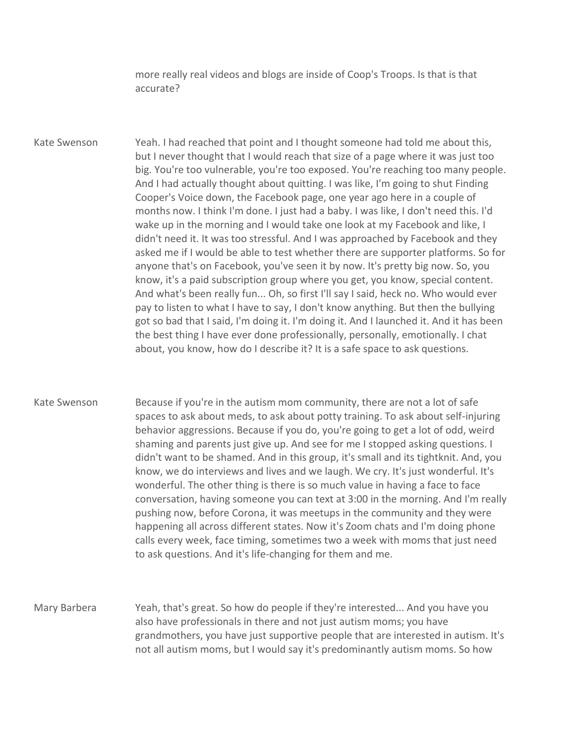more really real videos and blogs are inside of Coop's Troops. Is that is that accurate?

**Kate Swenson** Yeah. I had reached that point and I thought someone had told me about this, but I never thought that I would reach that size of a page where it was just too big. You're too vulnerable, you're too exposed. You're reaching too many people. And I had actually thought about quitting. I was like, I'm going to shut Finding Cooper's Voice down, the Facebook page, one year ago here in a couple of months now. I think I'm done. I just had a baby. I was like, I don't need this. I'd wake up in the morning and I would take one look at my Facebook and like, I didn't need it. It was too stressful. And I was approached by Facebook and they asked me if I would be able to test whether there are supporter platforms. So for anyone that's on Facebook, you've seen it by now. It's pretty big now. So, you know, it's a paid subscription group where you get, you know, special content. And what's been really fun... Oh, so first I'll say I said, heck no. Who would ever pay to listen to what I have to say, I don't know anything. But then the bullying got so bad that I said, I'm doing it. I'm doing it. And I launched it. And it has been the best thing I have ever done professionally, personally, emotionally. I chat about, you know, how do I describe it? It is a safe space to ask questions.

**Kate Swenson** Because if you're in the autism mom community, there are not a lot of safe spaces to ask about meds, to ask about potty training. To ask about self-injuring behavior aggressions. Because if you do, you're going to get a lot of odd, weird shaming and parents just give up. And see for me I stopped asking questions. I didn't want to be shamed. And in this group, it's small and its tightknit. And, you know, we do interviews and lives and we laugh. We cry. It's just wonderful. It's wonderful. The other thing is there is so much value in having a face to face conversation, having someone you can text at 3:00 in the morning. And I'm really pushing now, before Corona, it was meetups in the community and they were happening all across different states. Now it's Zoom chats and I'm doing phone calls every week, face timing, sometimes two a week with moms that just need to ask questions. And it's life-changing for them and me.

**Mary Barbera** Yeah, that's great. So how do people if they're interested... And you have you also have professionals in there and not just autism moms; you have grandmothers, you have just supportive people that are interested in autism. It's not all autism moms, but I would say it's predominantly autism moms. So how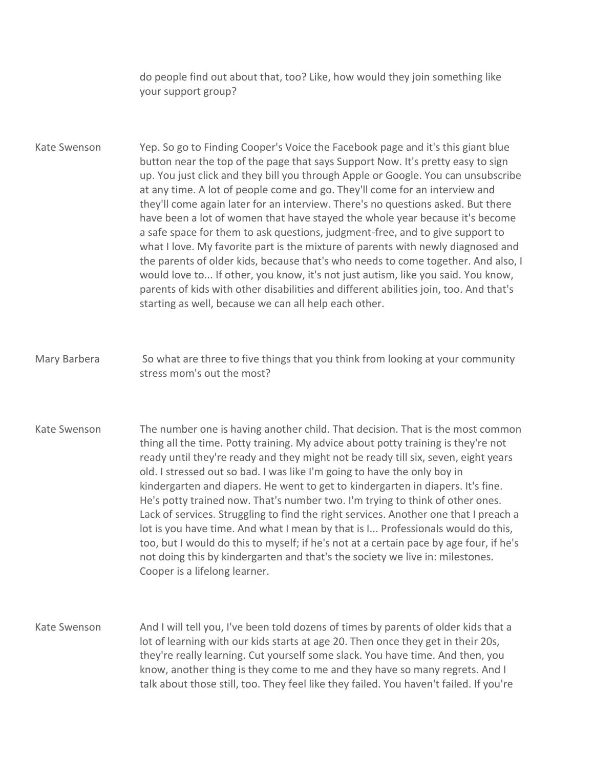do people find out about that, too? Like, how would they join something like your support group?

**Kate Swenson** Yep. So go to Finding Cooper's Voice the Facebook page and it's this giant blue button near the top of the page that says Support Now. It's pretty easy to sign up. You just click and they bill you through Apple or Google. You can unsubscribe at any time. A lot of people come and go. They'll come for an interview and they'll come again later for an interview. There's no questions asked. But there have been a lot of women that have stayed the whole year because it's become a safe space for them to ask questions, judgment-free, and to give support to what I love. My favorite part is the mixture of parents with newly diagnosed and the parents of older kids, because that's who needs to come together. And also, I would love to... If other, you know, it's not just autism, like you said. You know, parents of kids with other disabilities and different abilities join, too. And that's starting as well, because we can all help each other.

**Mary Barbera** So what are three to five things that you think from looking at your community stress mom's out the most?

**Kate Swenson** The number one is having another child. That decision. That is the most common thing all the time. Potty training. My advice about potty training is they're not ready until they're ready and they might not be ready till six, seven, eight years old. I stressed out so bad. I was like I'm going to have the only boy in kindergarten and diapers. He went to get to kindergarten in diapers. It's fine. He's potty trained now. That's number two. I'm trying to think of other ones. Lack of services. Struggling to find the right services. Another one that I preach a lot is you have time. And what I mean by that is I... Professionals would do this, too, but I would do this to myself; if he's not at a certain pace by age four, if he's not doing this by kindergarten and that's the society we live in: milestones. Cooper is a lifelong learner.

**Kate Swenson** And I will tell you, I've been told dozens of times by parents of older kids that a lot of learning with our kids starts at age 20. Then once they get in their 20s, they're really learning. Cut yourself some slack. You have time. And then, you know, another thing is they come to me and they have so many regrets. And I talk about those still, too. They feel like they failed. You haven't failed. If you're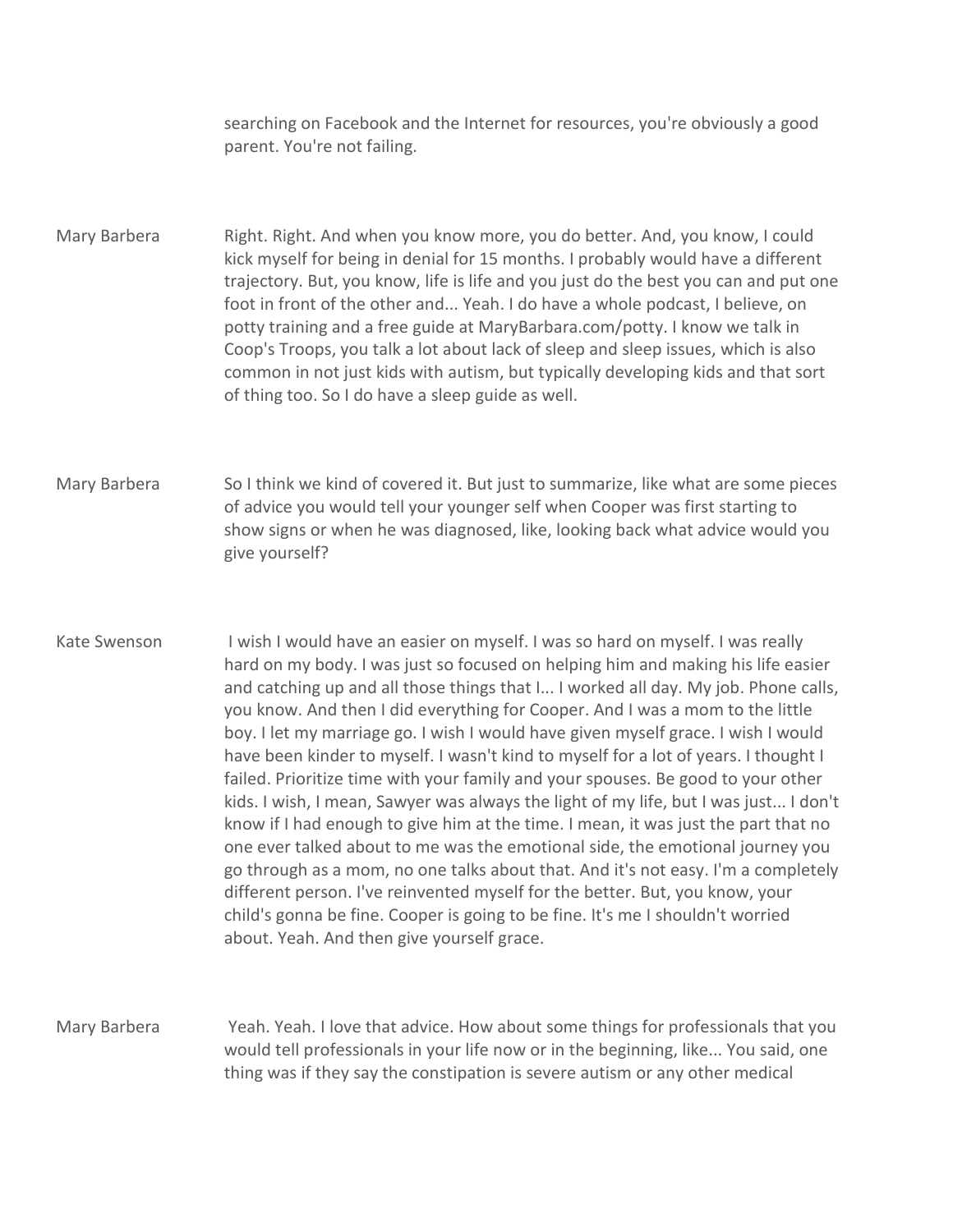searching on Facebook and the Internet for resources, you're obviously a good parent. You're not failing.

**Mary Barbera** Right. Right. And when you know more, you do better. And, you know, I could kick myself for being in denial for 15 months. I probably would have a different trajectory. But, you know, life is life and you just do the best you can and put one foot in front of the other and... Yeah. I do have a whole podcast, I believe, on potty training and a free guide at MaryBarbara.com/potty. I know we talk in Coop's Troops, you talk a lot about lack of sleep and sleep issues, which is also common in not just kids with autism, but typically developing kids and that sort of thing too. So I do have a sleep guide as well.

**Mary Barbera** So I think we kind of covered it. But just to summarize, like what are some pieces of advice you would tell your younger self when Cooper was first starting to show signs or when he was diagnosed, like, looking back what advice would you give yourself?

**Kate Swenson** I wish I would have an easier on myself. I was so hard on myself. I was really hard on my body. I was just so focused on helping him and making his life easier and catching up and all those things that I... I worked all day. My job. Phone calls, you know. And then I did everything for Cooper. And I was a mom to the little boy. I let my marriage go. I wish I would have given myself grace. I wish I would have been kinder to myself. I wasn't kind to myself for a lot of years. I thought I failed. Prioritize time with your family and your spouses. Be good to your other kids. I wish, I mean, Sawyer was always the light of my life, but I was just... I don't know if I had enough to give him at the time. I mean, it was just the part that no one ever talked about to me was the emotional side, the emotional journey you go through as a mom, no one talks about that. And it's not easy. I'm a completely different person. I've reinvented myself for the better. But, you know, your child's gonna be fine. Cooper is going to be fine. It's me I shouldn't worried about. Yeah. And then give yourself grace.

**Mary Barbera** Yeah. Yeah. I love that advice. How about some things for professionals that you would tell professionals in your life now or in the beginning, like... You said, one thing was if they say the constipation is severe autism or any other medical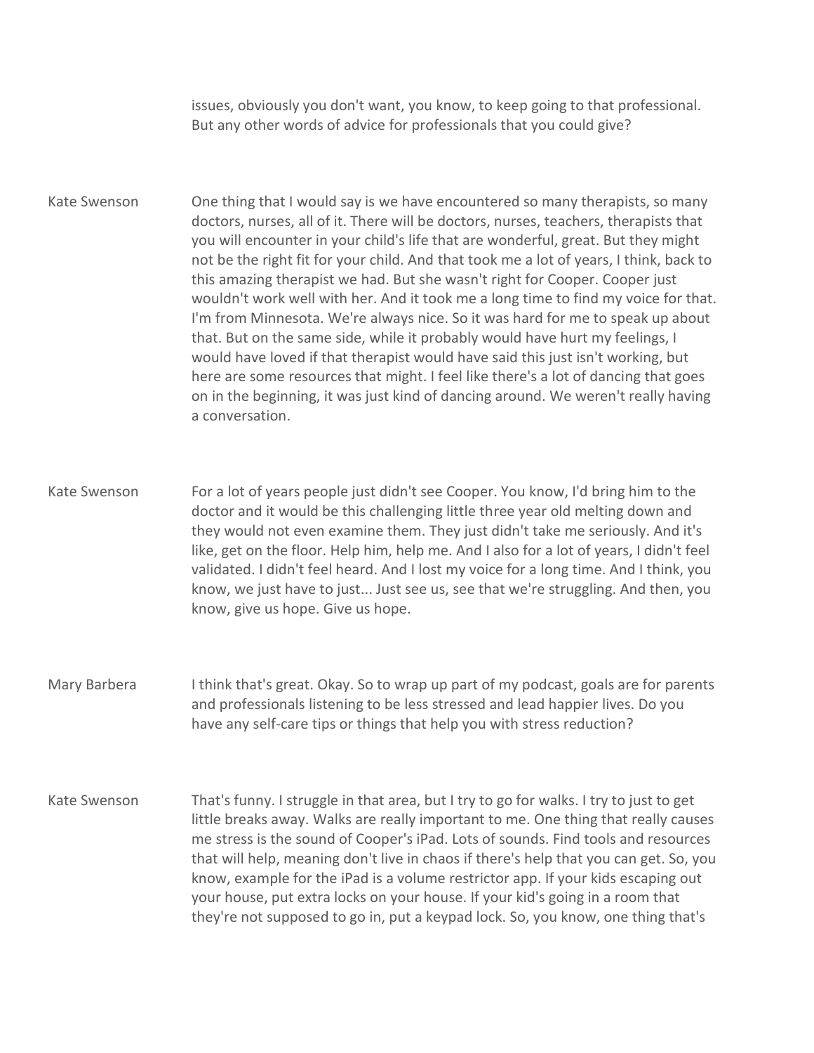issues, obviously you don't want, you know, to keep going to that professional. But any other words of advice for professionals that you could give?

Kate Swenson One thing that I would say is we have encountered so many therapists, so many doctors, nurses, all of it. There will be doctors, nurses, teachers, therapists that you will encounter in your child's life that are wonderful, great. But they might not be the right fit for your child. And that took me a lot of years, I think, back to this amazing therapist we had. But she wasn't right for Cooper. Cooper just wouldn't work well with her. And it took me a long time to find my voice for that. I'm from Minnesota. We're always nice. So it was hard for me to speak up about that. But on the same side, while it probably would have hurt my feelings, I would have loved if that therapist would have said this just isn't working, but here are some resources that might. I feel like there's a lot of dancing that goes on in the beginning, it was just kind of dancing around. We weren't really having a conversation.

Kate Swenson For a lot of years people just didn't see Cooper. You know, I'd bring him to the doctor and it would be this challenging little three year old melting down and they would not even examine them. They just didn't take me seriously. And it's like, get on the floor. Help him, help me. And I also for a lot of years, I didn't feel validated. I didn't feel heard. And I lost my voice for a long time. And I think, you know, we just have to just... Just see us, see that we're struggling. And then, you know, give us hope. Give us hope.

Mary Barbera I think that's great. Okay. So to wrap up part of my podcast, goals are for parents and professionals listening to be less stressed and lead happier lives. Do you have any self-care tips or things that help you with stress reduction?

Kate Swenson That's funny. I struggle in that area, but I try to go for walks. I try to just to get little breaks away. Walks are really important to me. One thing that really causes me stress is the sound of Cooper's iPad. Lots of sounds. Find tools and resources that will help, meaning don't live in chaos if there's help that you can get. So, you know, example for the iPad is a volume restrictor app. If your kids escaping out your house, put extra locks on your house. If your kid's going in a room that they're not supposed to go in, put a keypad lock. So, you know, one thing that's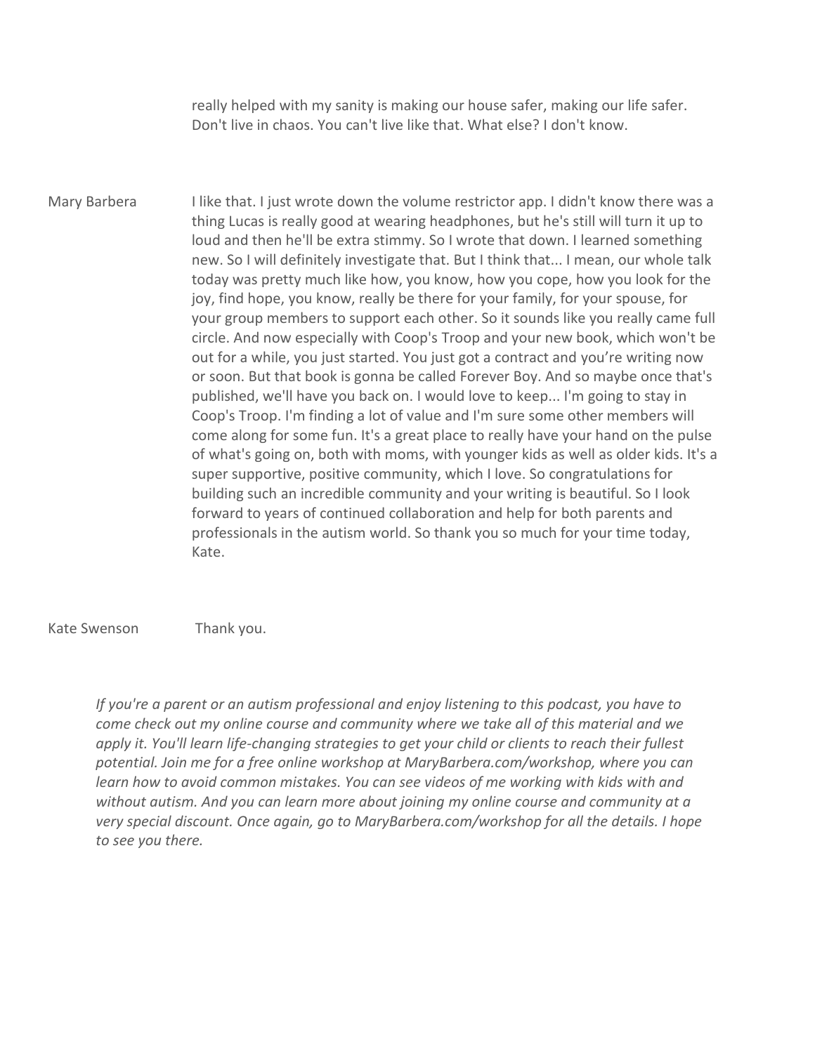really helped with my sanity is making our house safer, making our life safer. Don't live in chaos. You can't live like that. What else? I don't know.

Mary Barbera: I like that. I just wrote down the volume restrictor app. I didn't know there was a thing Lucas is really good at wearing headphones, but he's still will turn it up to loud and then he'll be extra stimmy. So I wrote that down. I learned something new. So I will definitely investigate that. But I think that... I mean, our whole talk today was pretty much like how, you know, how you cope, how you look for the joy, find hope, you know, really be there for your family, for your spouse, for your group members to support each other. So it sounds like you really came full circle. And now especially with Coop's Troop and your new book, which won't be out for a while, you just started. You just got a contract and you're writing now or soon. But that book is gonna be called Forever Boy. And so maybe once that's published, we'll have you back on. I would love to keep... I'm going to stay in Coop's Troop. I'm finding a lot of value and I'm sure some other members will come along for some fun. It's a great place to really have your hand on the pulse of what's going on, both with moms, with younger kids as well as older kids. It's a super supportive, positive community, which I love. So congratulations for building such an incredible community and your writing is beautiful. So I look forward to years of continued collaboration and help for both parents and professionals in the autism world. So thank you so much for your time today, Kate.

Kate Swenson: Thank you.

*If you're a parent or an autism professional and enjoy listening to this podcast, you have to come check out my online course and community where we take all of this material and we apply it. You'll learn life-changing strategies to get your child or clients to reach their fullest potential. Join me for a free online workshop at MaryBarbera.com/workshop, where you can learn how to avoid common mistakes. You can see videos of me working with kids with and without autism. And you can learn more about joining my online course and community at a very special discount. Once again, go to MaryBarbera.com/workshop for all the details. I hope to see you there.*